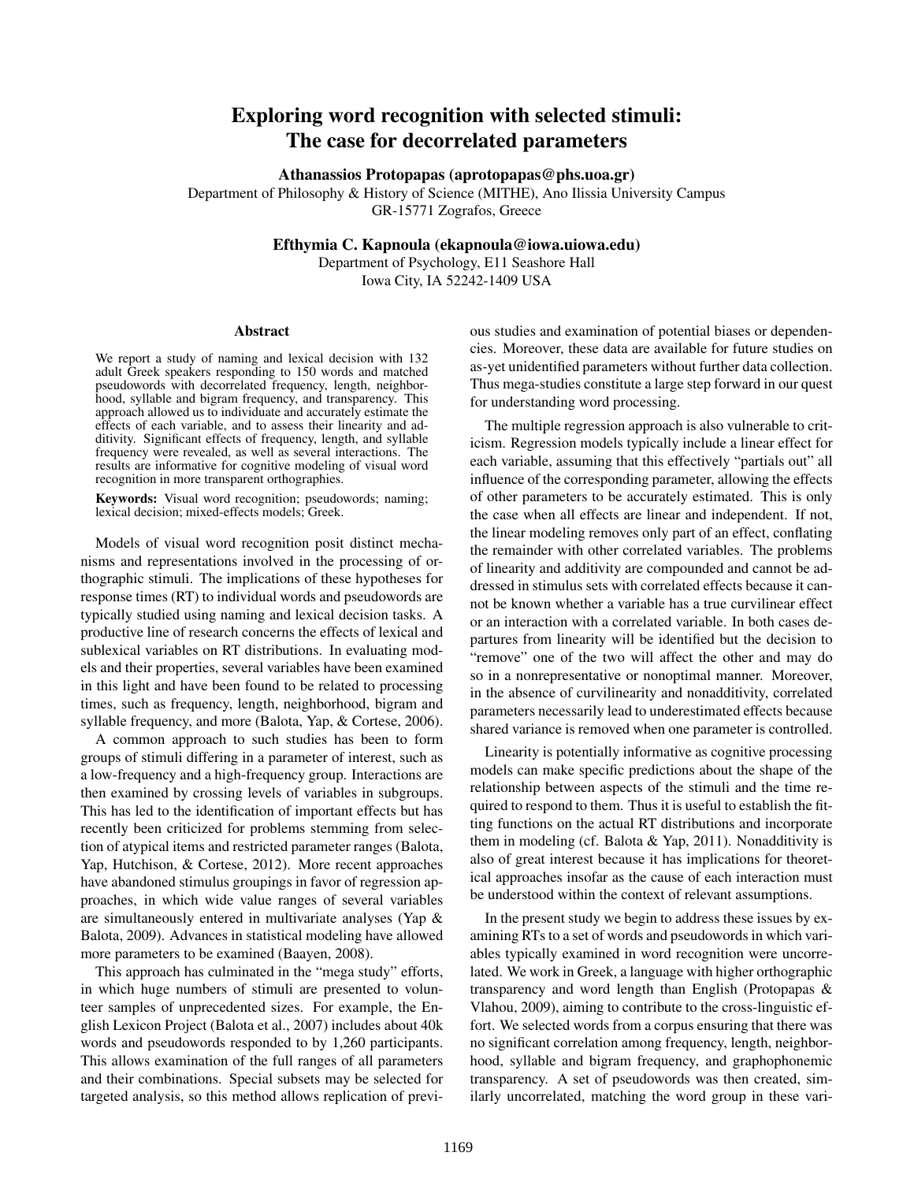# Exploring word recognition with selected stimuli: The case for decorrelated parameters

**Athanassios Protopapas (aprotopapas@phs.uoa.gr)**
Department of Philosophy & History of Science (MITHE), Ano Ilissia University Campus
GR-15771 Zografos, Greece

**Efthymia C. Kapnoula (ekapnoula@iowa.uiowa.edu)**
Department of Psychology, E11 Seashore Hall
Iowa City, IA 52242-1409 USA

## Abstract

We report a study of naming and lexical decision with 132 adult Greek speakers responding to 150 words and matched pseudowords with decorrelated frequency, length, neighborhood, syllable and bigram frequency, and transparency. This approach allowed us to individuate and accurately estimate the effects of each variable, and to assess their linearity and additivity. Significant effects of frequency, length, and syllable frequency were revealed, as well as several interactions. The results are informative for cognitive modeling of visual word recognition in more transparent orthographies.

**Keywords:** Visual word recognition; pseudowords; naming; lexical decision; mixed-effects models; Greek.

Models of visual word recognition posit distinct mechanisms and representations involved in the processing of orthographic stimuli. The implications of these hypotheses for response times (RT) to individual words and pseudowords are typically studied using naming and lexical decision tasks. A productive line of research concerns the effects of lexical and sublexical variables on RT distributions. In evaluating models and their properties, several variables have been examined in this light and have been found to be related to processing times, such as frequency, length, neighborhood, bigram and syllable frequency, and more (Balota, Yap, & Cortese, 2006).

A common approach to such studies has been to form groups of stimuli differing in a parameter of interest, such as a low-frequency and a high-frequency group. Interactions are then examined by crossing levels of variables in subgroups. This has led to the identification of important effects but has recently been criticized for problems stemming from selection of atypical items and restricted parameter ranges (Balota, Yap, Hutchison, & Cortese, 2012). More recent approaches have abandoned stimulus groupings in favor of regression approaches, in which wide value ranges of several variables are simultaneously entered in multivariate analyses (Yap & Balota, 2009). Advances in statistical modeling have allowed more parameters to be examined (Baayen, 2008).

This approach has culminated in the "mega study" efforts, in which huge numbers of stimuli are presented to volunteer samples of unprecedented sizes. For example, the English Lexicon Project (Balota et al., 2007) includes about 40k words and pseudowords responded to by 1,260 participants. This allows examination of the full ranges of all parameters and their combinations. Special subsets may be selected for targeted analysis, so this method allows replication of previous studies and examination of potential biases or dependencies. Moreover, these data are available for future studies on as-yet unidentified parameters without further data collection. Thus mega-studies constitute a large step forward in our quest for understanding word processing.

The multiple regression approach is also vulnerable to criticism. Regression models typically include a linear effect for each variable, assuming that this effectively "partials out" all influence of the corresponding parameter, allowing the effects of other parameters to be accurately estimated. This is only the case when all effects are linear and independent. If not, the linear modeling removes only part of an effect, conflating the remainder with other correlated variables. The problems of linearity and additivity are compounded and cannot be addressed in stimulus sets with correlated effects because it cannot be known whether a variable has a true curvilinear effect or an interaction with a correlated variable. In both cases departures from linearity will be identified but the decision to "remove" one of the two will affect the other and may do so in a nonrepresentative or nonoptimal manner. Moreover, in the absence of curvilinearity and nonadditivity, correlated parameters necessarily lead to underestimated effects because shared variance is removed when one parameter is controlled.

Linearity is potentially informative as cognitive processing models can make specific predictions about the shape of the relationship between aspects of the stimuli and the time required to respond to them. Thus it is useful to establish the fitting functions on the actual RT distributions and incorporate them in modeling (cf. Balota & Yap, 2011). Nonadditivity is also of great interest because it has implications for theoretical approaches insofar as the cause of each interaction must be understood within the context of relevant assumptions.

In the present study we begin to address these issues by examining RTs to a set of words and pseudowords in which variables typically examined in word recognition were uncorrelated. We work in Greek, a language with higher orthographic transparency and word length than English (Protopapas & Vlahou, 2009), aiming to contribute to the cross-linguistic effort. We selected words from a corpus ensuring that there was no significant correlation among frequency, length, neighborhood, syllable and bigram frequency, and graphophonemic transparency. A set of pseudowords was then created, similarly uncorrelated, matching the word group in these vari-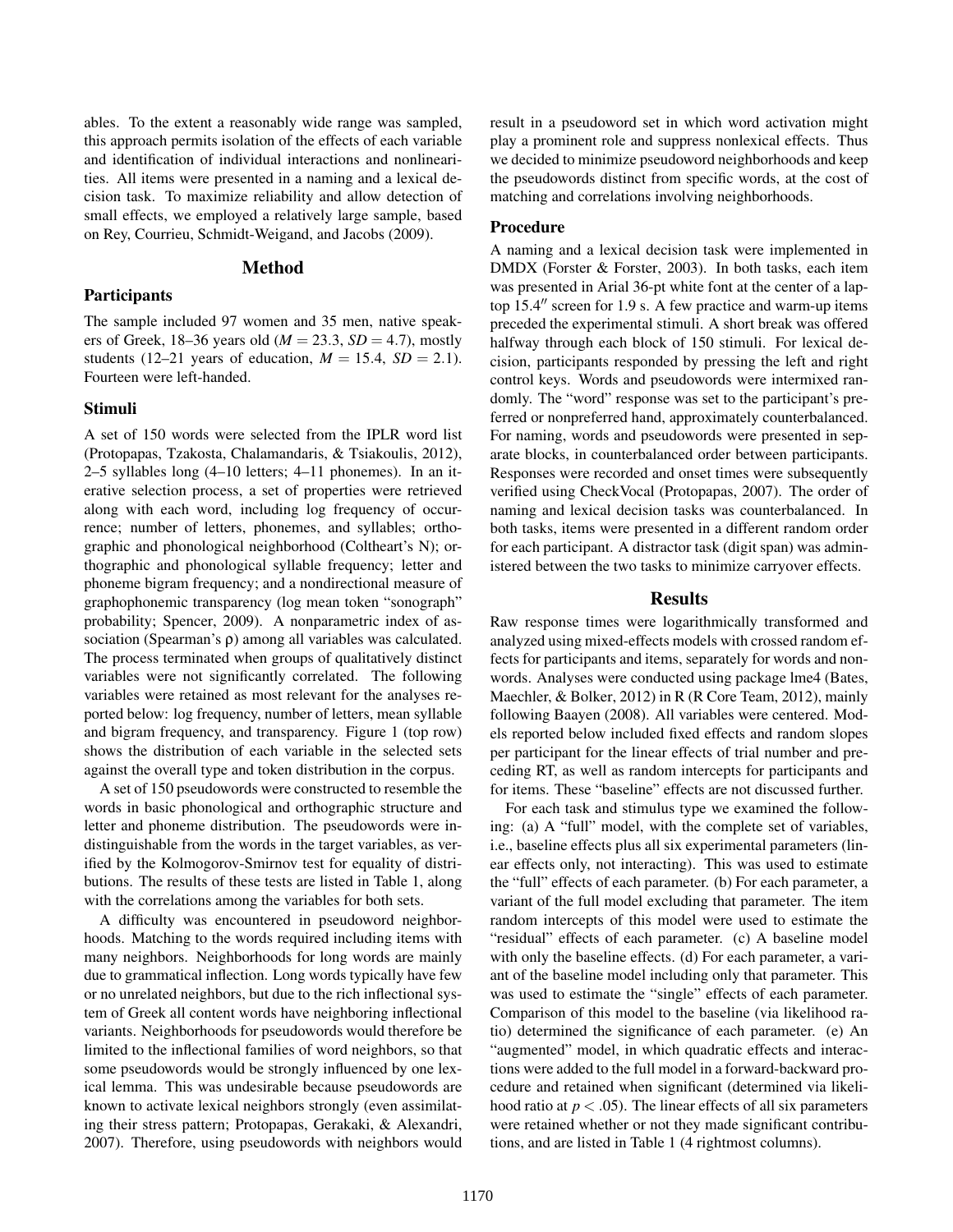ables. To the extent a reasonably wide range was sampled, this approach permits isolation of the effects of each variable and identification of individual interactions and nonlinearities. All items were presented in a naming and a lexical decision task. To maximize reliability and allow detection of small effects, we employed a relatively large sample, based on Rey, Courrieu, Schmidt-Weigand, and Jacobs (2009).

## Method

### Participants

The sample included 97 women and 35 men, native speakers of Greek, 18–36 years old ($M = 23.3$, $SD = 4.7$), mostly students (12–21 years of education, $M = 15.4$, $SD = 2.1$). Fourteen were left-handed.

### Stimuli

A set of 150 words were selected from the IPLR word list (Protopapas, Tzakosta, Chalamandaris, & Tsiakoulis, 2012), 2–5 syllables long (4–10 letters; 4–11 phonemes). In an iterative selection process, a set of properties were retrieved along with each word, including log frequency of occurrence; number of letters, phonemes, and syllables; orthographic and phonological neighborhood (Coltheart's N); orthographic and phonological syllable frequency; letter and phoneme bigram frequency; and a nondirectional measure of graphophonemic transparency (log mean token "sonograph" probability; Spencer, 2009). A nonparametric index of association (Spearman's ρ) among all variables was calculated. The process terminated when groups of qualitatively distinct variables were not significantly correlated. The following variables were retained as most relevant for the analyses reported below: log frequency, number of letters, mean syllable and bigram frequency, and transparency. Figure 1 (top row) shows the distribution of each variable in the selected sets against the overall type and token distribution in the corpus.

A set of 150 pseudowords were constructed to resemble the words in basic phonological and orthographic structure and letter and phoneme distribution. The pseudowords were indistinguishable from the words in the target variables, as verified by the Kolmogorov-Smirnov test for equality of distributions. The results of these tests are listed in Table 1, along with the correlations among the variables for both sets.

A difficulty was encountered in pseudoword neighborhoods. Matching to the words required including items with many neighbors. Neighborhoods for long words are mainly due to grammatical inflection. Long words typically have few or no unrelated neighbors, but due to the rich inflectional system of Greek all content words have neighboring inflectional variants. Neighborhoods for pseudowords would therefore be limited to the inflectional families of word neighbors, so that some pseudowords would be strongly influenced by one lexical lemma. This was undesirable because pseudowords are known to activate lexical neighbors strongly (even assimilating their stress pattern; Protopapas, Gerakaki, & Alexandri, 2007). Therefore, using pseudowords with neighbors would result in a pseudoword set in which word activation might play a prominent role and suppress nonlexical effects. Thus we decided to minimize pseudoword neighborhoods and keep the pseudowords distinct from specific words, at the cost of matching and correlations involving neighborhoods.

### Procedure

A naming and a lexical decision task were implemented in DMDX (Forster & Forster, 2003). In both tasks, each item was presented in Arial 36-pt white font at the center of a laptop 15.4″ screen for 1.9 s. A few practice and warm-up items preceded the experimental stimuli. A short break was offered halfway through each block of 150 stimuli. For lexical decision, participants responded by pressing the left and right control keys. Words and pseudowords were intermixed randomly. The "word" response was set to the participant's preferred or nonpreferred hand, approximately counterbalanced. For naming, words and pseudowords were presented in separate blocks, in counterbalanced order between participants. Responses were recorded and onset times were subsequently verified using CheckVocal (Protopapas, 2007). The order of naming and lexical decision tasks was counterbalanced. In both tasks, items were presented in a different random order for each participant. A distractor task (digit span) was administered between the two tasks to minimize carryover effects.

## Results

Raw response times were logarithmically transformed and analyzed using mixed-effects models with crossed random effects for participants and items, separately for words and nonwords. Analyses were conducted using package lme4 (Bates, Maechler, & Bolker, 2012) in R (R Core Team, 2012), mainly following Baayen (2008). All variables were centered. Models reported below included fixed effects and random slopes per participant for the linear effects of trial number and preceding RT, as well as random intercepts for participants and for items. These "baseline" effects are not discussed further.

For each task and stimulus type we examined the following: (a) A "full" model, with the complete set of variables, i.e., baseline effects plus all six experimental parameters (linear effects only, not interacting). This was used to estimate the "full" effects of each parameter. (b) For each parameter, a variant of the full model excluding that parameter. The item random intercepts of this model were used to estimate the "residual" effects of each parameter. (c) A baseline model with only the baseline effects. (d) For each parameter, a variant of the baseline model including only that parameter. This was used to estimate the "single" effects of each parameter. Comparison of this model to the baseline (via likelihood ratio) determined the significance of each parameter. (e) An "augmented" model, in which quadratic effects and interactions were added to the full model in a forward-backward procedure and retained when significant (determined via likelihood ratio at $p < .05$). The linear effects of all six parameters were retained whether or not they made significant contributions, and are listed in Table 1 (4 rightmost columns).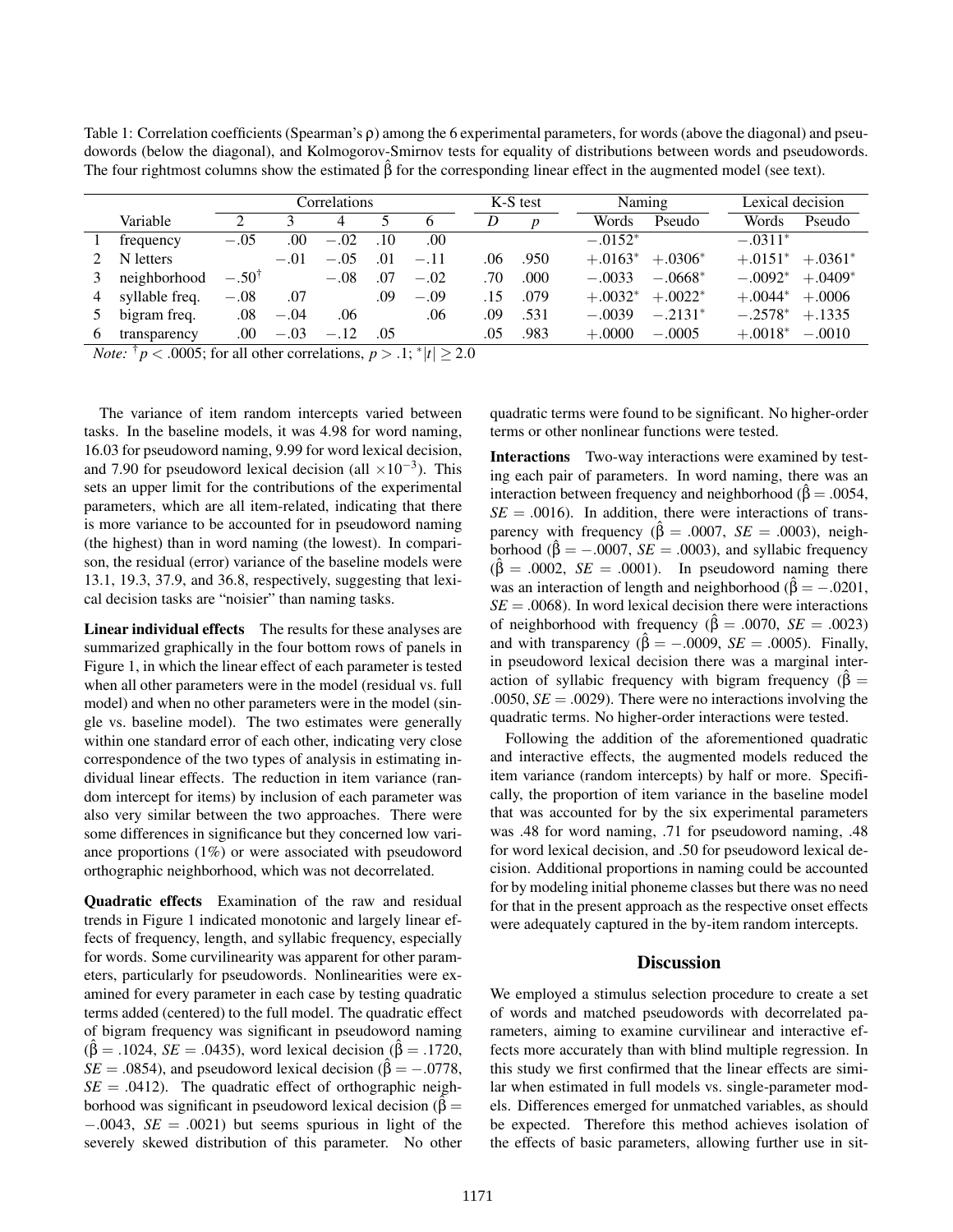Table 1: Correlation coefficients (Spearman's ρ) among the 6 experimental parameters, for words (above the diagonal) and pseudowords (below the diagonal), and Kolmogorov-Smirnov tests for equality of distributions between words and pseudowords. The four rightmost columns show the estimated $\hat{\beta}$ for the corresponding linear effect in the augmented model (see text).

| | | Correlations | | | | | K-S test | | Naming | | Lexical decision | |
|---|---|---|---|---|---|---|---|---|---|---|---|---|
| | Variable | 2 | 3 | 4 | 5 | 6 | $D$ | $p$ | Words | Pseudo | Words | Pseudo |
| 1 | frequency | $-.05$ | .00 | $-.02$ | .10 | .00 | | | $-.0152^*$ | | $-.0311^*$ | |
| 2 | N letters | | $-.01$ | $-.05$ | .01 | $-.11$ | .06 | .950 | $+.0163^*$ | $+.0306^*$ | $+.0151^*$ | $+.0361^*$ |
| 3 | neighborhood | $-.50^\dagger$ | | $-.08$ | .07 | $-.02$ | .70 | .000 | $-.0033$ | $-.0668^*$ | $-.0092^*$ | $+.0409^*$ |
| 4 | syllable freq. | $-.08$ | .07 | | .09 | $-.09$ | .15 | .079 | $+.0032^*$ | $+.0022^*$ | $+.0044^*$ | $+.0006$ |
| 5 | bigram freq. | .08 | $-.04$ | .06 | | .06 | .09 | .531 | $-.0039$ | $-.2131^*$ | $-.2578^*$ | $+.1335$ |
| 6 | transparency | .00 | $-.03$ | $-.12$ | .05 | | .05 | .983 | $+.0000$ | $-.0005$ | $+.0018^*$ | $-.0010$ |

*Note:* $^\dagger p < .0005$; for all other correlations, $p > .1$; $^*|t| \geq 2.0$

The variance of item random intercepts varied between tasks. In the baseline models, it was 4.98 for word naming, 16.03 for pseudoword naming, 9.99 for word lexical decision, and 7.90 for pseudoword lexical decision (all $\times 10^{-3}$). This sets an upper limit for the contributions of the experimental parameters, which are all item-related, indicating that there is more variance to be accounted for in pseudoword naming (the highest) than in word naming (the lowest). In comparison, the residual (error) variance of the baseline models were 13.1, 19.3, 37.9, and 36.8, respectively, suggesting that lexical decision tasks are "noisier" than naming tasks.

**Linear individual effects** The results for these analyses are summarized graphically in the four bottom rows of panels in Figure 1, in which the linear effect of each parameter is tested when all other parameters were in the model (residual vs. full model) and when no other parameters were in the model (single vs. baseline model). The two estimates were generally within one standard error of each other, indicating very close correspondence of the two types of analysis in estimating individual linear effects. The reduction in item variance (random intercept for items) by inclusion of each parameter was also very similar between the two approaches. There were some differences in significance but they concerned low variance proportions (1%) or were associated with pseudoword orthographic neighborhood, which was not decorrelated.

**Quadratic effects** Examination of the raw and residual trends in Figure 1 indicated monotonic and largely linear effects of frequency, length, and syllabic frequency, especially for words. Some curvilinearity was apparent for other parameters, particularly for pseudowords. Nonlinearities were examined for every parameter in each case by testing quadratic terms added (centered) to the full model. The quadratic effect of bigram frequency was significant in pseudoword naming ($\hat{\beta} = .1024$, $SE = .0435$), word lexical decision ($\hat{\beta} = .1720$, $SE = .0854$), and pseudoword lexical decision ($\hat{\beta} = -.0778$, $SE = .0412$). The quadratic effect of orthographic neighborhood was significant in pseudoword lexical decision ($\hat{\beta} = -.0043$, $SE = .0021$) but seems spurious in light of the severely skewed distribution of this parameter. No other quadratic terms were found to be significant. No higher-order terms or other nonlinear functions were tested.

**Interactions** Two-way interactions were examined by testing each pair of parameters. In word naming, there was an interaction between frequency and neighborhood ($\hat{\beta} = .0054$, $SE = .0016$). In addition, there were interactions of transparency with frequency ($\hat{\beta} = .0007$, $SE = .0003$), neighborhood ($\hat{\beta} = -.0007$, $SE = .0003$), and syllabic frequency ($\hat{\beta} = .0002$, $SE = .0001$). In pseudoword naming there was an interaction of length and neighborhood ($\hat{\beta} = -.0201$, $SE = .0068$). In word lexical decision there were interactions of neighborhood with frequency ($\hat{\beta} = .0070$, $SE = .0023$) and with transparency ($\hat{\beta} = -.0009$, $SE = .0005$). Finally, in pseudoword lexical decision there was a marginal interaction of syllabic frequency with bigram frequency ($\hat{\beta} = .0050$, $SE = .0029$). There were no interactions involving the quadratic terms. No higher-order interactions were tested.

Following the addition of the aforementioned quadratic and interactive effects, the augmented models reduced the item variance (random intercepts) by half or more. Specifically, the proportion of item variance in the baseline model that was accounted for by the six experimental parameters was .48 for word naming, .71 for pseudoword naming, .48 for word lexical decision, and .50 for pseudoword lexical decision. Additional proportions in naming could be accounted for by modeling initial phoneme classes but there was no need for that in the present approach as the respective onset effects were adequately captured in the by-item random intercepts.

## Discussion

We employed a stimulus selection procedure to create a set of words and matched pseudowords with decorrelated parameters, aiming to examine curvilinear and interactive effects more accurately than with blind multiple regression. In this study we first confirmed that the linear effects are similar when estimated in full models vs. single-parameter models. Differences emerged for unmatched variables, as should be expected. Therefore this method achieves isolation of the effects of basic parameters, allowing further use in sit-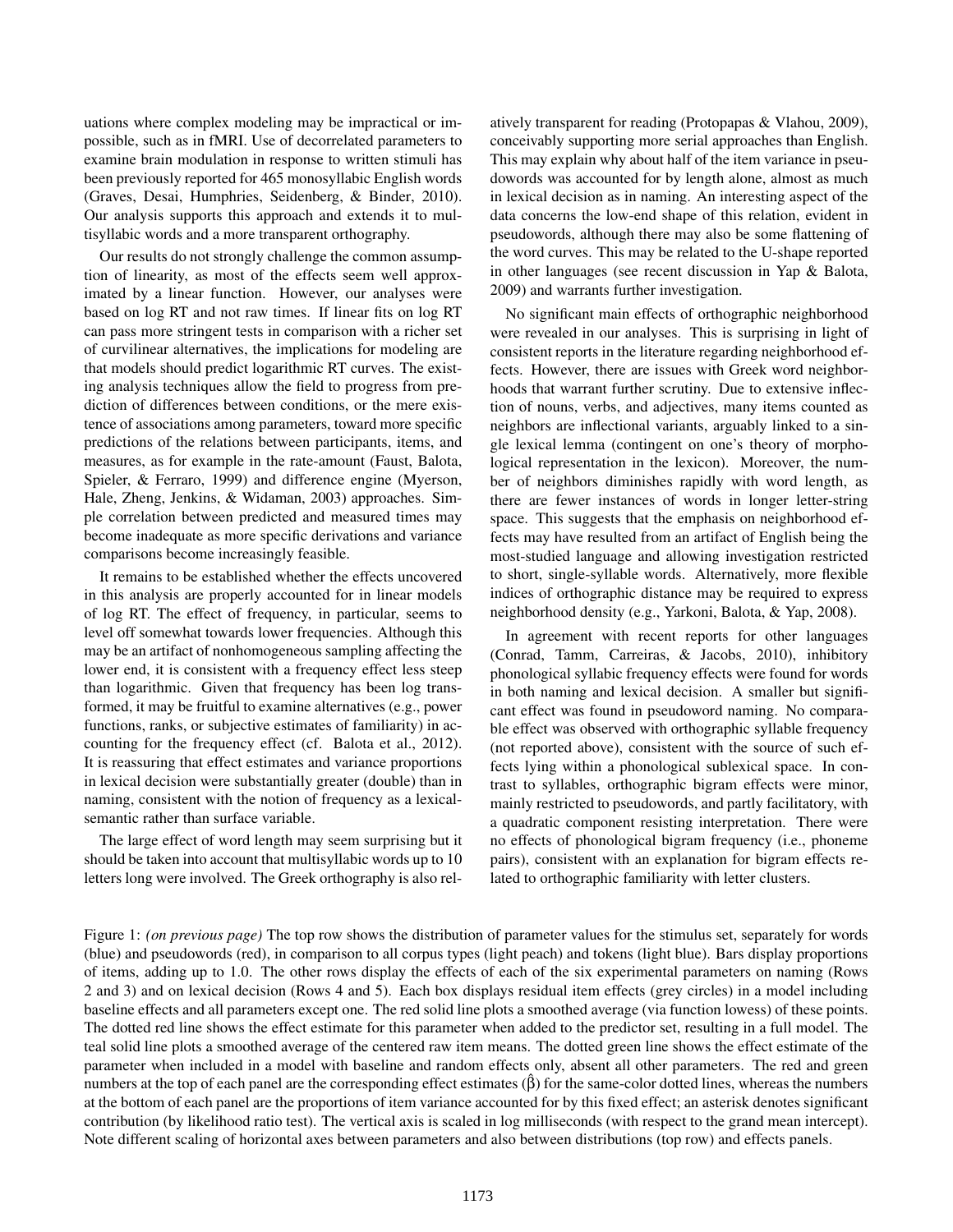uations where complex modeling may be impractical or impossible, such as in fMRI. Use of decorrelated parameters to examine brain modulation in response to written stimuli has been previously reported for 465 monosyllabic English words (Graves, Desai, Humphries, Seidenberg, & Binder, 2010). Our analysis supports this approach and extends it to multisyllabic words and a more transparent orthography.

Our results do not strongly challenge the common assumption of linearity, as most of the effects seem well approximated by a linear function. However, our analyses were based on log RT and not raw times. If linear fits on log RT can pass more stringent tests in comparison with a richer set of curvilinear alternatives, the implications for modeling are that models should predict logarithmic RT curves. The existing analysis techniques allow the field to progress from prediction of differences between conditions, or the mere existence of associations among parameters, toward more specific predictions of the relations between participants, items, and measures, as for example in the rate-amount (Faust, Balota, Spieler, & Ferraro, 1999) and difference engine (Myerson, Hale, Zheng, Jenkins, & Widaman, 2003) approaches. Simple correlation between predicted and measured times may become inadequate as more specific derivations and variance comparisons become increasingly feasible.

It remains to be established whether the effects uncovered in this analysis are properly accounted for in linear models of log RT. The effect of frequency, in particular, seems to level off somewhat towards lower frequencies. Although this may be an artifact of nonhomogeneous sampling affecting the lower end, it is consistent with a frequency effect less steep than logarithmic. Given that frequency has been log transformed, it may be fruitful to examine alternatives (e.g., power functions, ranks, or subjective estimates of familiarity) in accounting for the frequency effect (cf. Balota et al., 2012). It is reassuring that effect estimates and variance proportions in lexical decision were substantially greater (double) than in naming, consistent with the notion of frequency as a lexical-semantic rather than surface variable.

The large effect of word length may seem surprising but it should be taken into account that multisyllabic words up to 10 letters long were involved. The Greek orthography is also relatively transparent for reading (Protopapas & Vlahou, 2009), conceivably supporting more serial approaches than English. This may explain why about half of the item variance in pseudowords was accounted for by length alone, almost as much in lexical decision as in naming. An interesting aspect of the data concerns the low-end shape of this relation, evident in pseudowords, although there may also be some flattening of the word curves. This may be related to the U-shape reported in other languages (see recent discussion in Yap & Balota, 2009) and warrants further investigation.

No significant main effects of orthographic neighborhood were revealed in our analyses. This is surprising in light of consistent reports in the literature regarding neighborhood effects. However, there are issues with Greek word neighborhoods that warrant further scrutiny. Due to extensive inflection of nouns, verbs, and adjectives, many items counted as neighbors are inflectional variants, arguably linked to a single lexical lemma (contingent on one's theory of morphological representation in the lexicon). Moreover, the number of neighbors diminishes rapidly with word length, as there are fewer instances of words in longer letter-string space. This suggests that the emphasis on neighborhood effects may have resulted from an artifact of English being the most-studied language and allowing investigation restricted to short, single-syllable words. Alternatively, more flexible indices of orthographic distance may be required to express neighborhood density (e.g., Yarkoni, Balota, & Yap, 2008).

In agreement with recent reports for other languages (Conrad, Tamm, Carreiras, & Jacobs, 2010), inhibitory phonological syllabic frequency effects were found for words in both naming and lexical decision. A smaller but significant effect was found in pseudoword naming. No comparable effect was observed with orthographic syllable frequency (not reported above), consistent with the source of such effects lying within a phonological sublexical space. In contrast to syllables, orthographic bigram effects were minor, mainly restricted to pseudowords, and partly facilitatory, with a quadratic component resisting interpretation. There were no effects of phonological bigram frequency (i.e., phoneme pairs), consistent with an explanation for bigram effects related to orthographic familiarity with letter clusters.

Figure 1: *(on previous page)* The top row shows the distribution of parameter values for the stimulus set, separately for words (blue) and pseudowords (red), in comparison to all corpus types (light peach) and tokens (light blue). Bars display proportions of items, adding up to 1.0. The other rows display the effects of each of the six experimental parameters on naming (Rows 2 and 3) and on lexical decision (Rows 4 and 5). Each box displays residual item effects (grey circles) in a model including baseline effects and all parameters except one. The red solid line plots a smoothed average (via function lowess) of these points. The dotted red line shows the effect estimate for this parameter when added to the predictor set, resulting in a full model. The teal solid line plots a smoothed average of the centered raw item means. The dotted green line shows the effect estimate of the parameter when included in a model with baseline and random effects only, absent all other parameters. The red and green numbers at the top of each panel are the corresponding effect estimates ($\hat{\beta}$) for the same-color dotted lines, whereas the numbers at the bottom of each panel are the proportions of item variance accounted for by this fixed effect; an asterisk denotes significant contribution (by likelihood ratio test). The vertical axis is scaled in log milliseconds (with respect to the grand mean intercept). Note different scaling of horizontal axes between parameters and also between distributions (top row) and effects panels.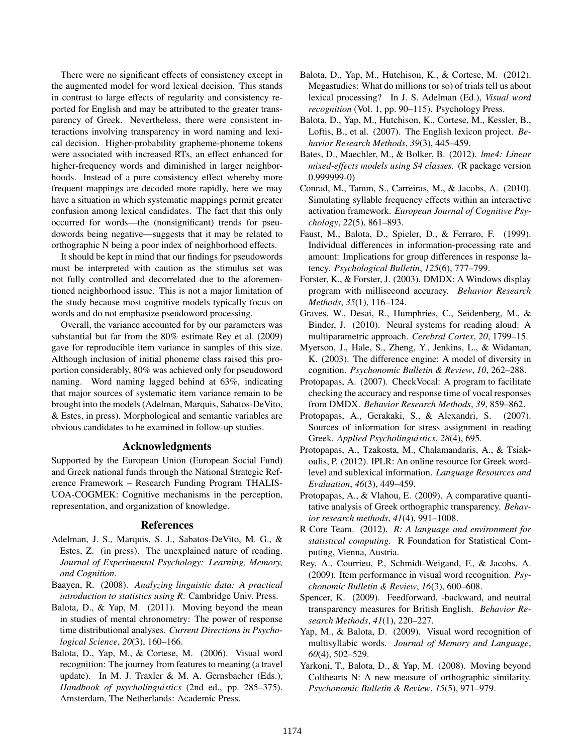There were no significant effects of consistency except in the augmented model for word lexical decision. This stands in contrast to large effects of regularity and consistency reported for English and may be attributed to the greater transparency of Greek. Nevertheless, there were consistent interactions involving transparency in word naming and lexical decision. Higher-probability grapheme-phoneme tokens were associated with increased RTs, an effect enhanced for higher-frequency words and diminished in larger neighborhoods. Instead of a pure consistency effect whereby more frequent mappings are decoded more rapidly, here we may have a situation in which systematic mappings permit greater confusion among lexical candidates. The fact that this only occurred for words—the (nonsignificant) trends for pseudowords being negative—suggests that it may be related to orthographic N being a poor index of neighborhood effects.

It should be kept in mind that our findings for pseudowords must be interpreted with caution as the stimulus set was not fully controlled and decorrelated due to the aforementioned neighborhood issue. This is not a major limitation of the study because most cognitive models typically focus on words and do not emphasize pseudoword processing.

Overall, the variance accounted for by our parameters was substantial but far from the 80% estimate Rey et al. (2009) gave for reproducible item variance in samples of this size. Although inclusion of initial phoneme class raised this proportion considerably, 80% was achieved only for pseudoword naming. Word naming lagged behind at 63%, indicating that major sources of systematic item variance remain to be brought into the models (Adelman, Marquis, Sabatos-DeVito, & Estes, in press). Morphological and semantic variables are obvious candidates to be examined in follow-up studies.

## Acknowledgments

Supported by the European Union (European Social Fund) and Greek national funds through the National Strategic Reference Framework – Research Funding Program THALIS-UOA-COGMEK: Cognitive mechanisms in the perception, representation, and organization of knowledge.

## References

Adelman, J. S., Marquis, S. J., Sabatos-DeVito, M. G., & Estes, Z. (in press). The unexplained nature of reading. *Journal of Experimental Psychology: Learning, Memory, and Cognition*.

Baayen, R. (2008). *Analyzing linguistic data: A practical introduction to statistics using R*. Cambridge Univ. Press.

Balota, D., & Yap, M. (2011). Moving beyond the mean in studies of mental chronometry: The power of response time distributional analyses. *Current Directions in Psychological Science*, *20*(3), 160–166.

Balota, D., Yap, M., & Cortese, M. (2006). Visual word recognition: The journey from features to meaning (a travel update). In M. J. Traxler & M. A. Gernsbacher (Eds.), *Handbook of psycholinguistics* (2nd ed., pp. 285–375). Amsterdam, The Netherlands: Academic Press.

Balota, D., Yap, M., Hutchison, K., & Cortese, M. (2012). Megastudies: What do millions (or so) of trials tell us about lexical processing? In J. S. Adelman (Ed.), *Visual word recognition* (Vol. 1, pp. 90–115). Psychology Press.

Balota, D., Yap, M., Hutchison, K., Cortese, M., Kessler, B., Loftis, B., et al. (2007). The English lexicon project. *Behavior Research Methods*, *39*(3), 445–459.

Bates, D., Maechler, M., & Bolker, B. (2012). *lme4: Linear mixed-effects models using S4 classes.* (R package version 0.999999-0)

Conrad, M., Tamm, S., Carreiras, M., & Jacobs, A. (2010). Simulating syllable frequency effects within an interactive activation framework. *European Journal of Cognitive Psychology*, *22*(5), 861–893.

Faust, M., Balota, D., Spieler, D., & Ferraro, F. (1999). Individual differences in information-processing rate and amount: Implications for group differences in response latency. *Psychological Bulletin*, *125*(6), 777–799.

Forster, K., & Forster, J. (2003). DMDX: A Windows display program with millisecond accuracy. *Behavior Research Methods*, *35*(1), 116–124.

Graves, W., Desai, R., Humphries, C., Seidenberg, M., & Binder, J. (2010). Neural systems for reading aloud: A multiparametric approach. *Cerebral Cortex*, *20*, 1799–15.

Myerson, J., Hale, S., Zheng, Y., Jenkins, L., & Widaman, K. (2003). The difference engine: A model of diversity in cognition. *Psychonomic Bulletin & Review*, *10*, 262–288.

Protopapas, A. (2007). CheckVocal: A program to facilitate checking the accuracy and response time of vocal responses from DMDX. *Behavior Research Methods*, *39*, 859–862.

Protopapas, A., Gerakaki, S., & Alexandri, S. (2007). Sources of information for stress assignment in reading Greek. *Applied Psycholinguistics*, *28*(4), 695.

Protopapas, A., Tzakosta, M., Chalamandaris, A., & Tsiakoulis, P. (2012). IPLR: An online resource for Greek word-level and sublexical information. *Language Resources and Evaluation*, *46*(3), 449–459.

Protopapas, A., & Vlahou, E. (2009). A comparative quantitative analysis of Greek orthographic transparency. *Behavior research methods*, *41*(4), 991–1008.

R Core Team. (2012). *R: A language and environment for statistical computing.* R Foundation for Statistical Computing, Vienna, Austria.

Rey, A., Courrieu, P., Schmidt-Weigand, F., & Jacobs, A. (2009). Item performance in visual word recognition. *Psychonomic Bulletin & Review*, *16*(3), 600–608.

Spencer, K. (2009). Feedforward, -backward, and neutral transparency measures for British English. *Behavior Research Methods*, *41*(1), 220–227.

Yap, M., & Balota, D. (2009). Visual word recognition of multisyllabic words. *Journal of Memory and Language*, *60*(4), 502–529.

Yarkoni, T., Balota, D., & Yap, M. (2008). Moving beyond Colthearts N: A new measure of orthographic similarity. *Psychonomic Bulletin & Review*, *15*(5), 971–979.